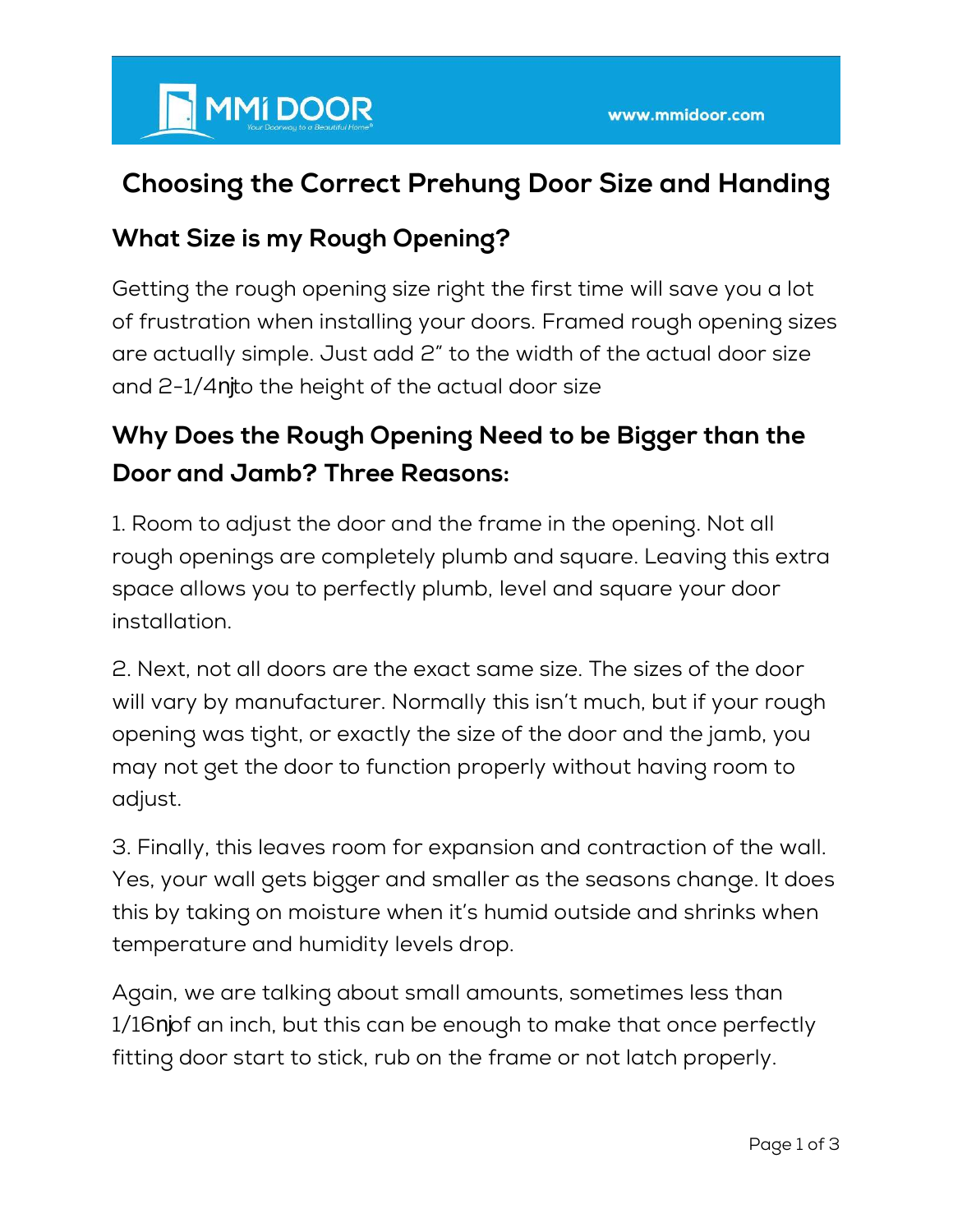# Choosing the Correct Prehung Door Size and Handing

## What Size is my Rough Opening?

Getting the rough opening size right the first time will save you a lot of frustration when installing your doors. Framed rough opening sizes are actually simple. Just add 2" to the width of the actual door size and 2-1/4ǌto the height of the actual door size

## Why Does the Rough Opening Need to be Bigger than the Door and Jamb? Three Reasons:

1. Room to adjust the door and the frame in the opening. Not all rough openings are completely plumb and square. Leaving this extra space allows you to perfectly plumb, level and square your door installation.

2. Next, not all doors are the exact same size. The sizes of the door will vary by manufacturer. Normally this isn't much, but if your rough opening was tight, or exactly the size of the door and the jamb, you may not get the door to function properly without having room to adjust.

3. Finally, this leaves room for expansion and contraction of the wall. Yes, your wall gets bigger and smaller as the seasons change. It does this by taking on moisture when it's humid outside and shrinks when temperature and humidity levels drop.

Again, we are talking about small amounts, sometimes less than 1/16ǌof an inch, but this can be enough to make that once perfectly fitting door start to stick, rub on the frame or not latch properly.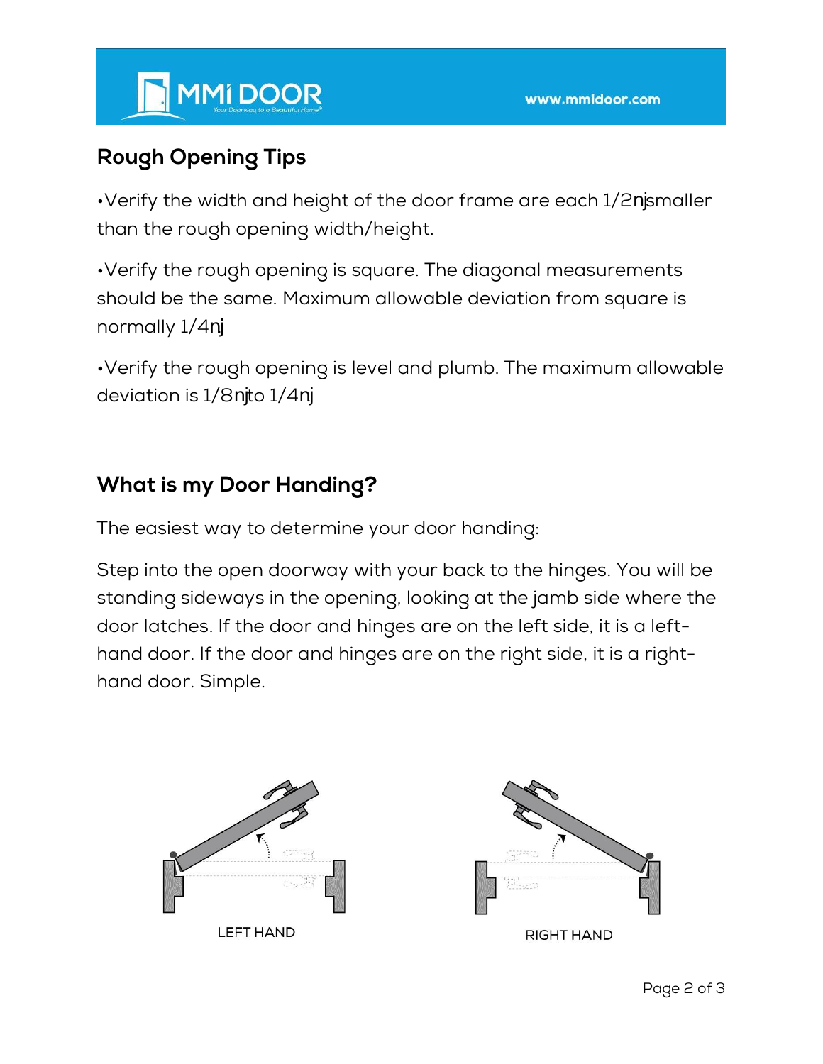## Rough Opening Tips

•Verify the width and height of the door frame are each 1/2njsmaller than the rough opening width/height.

•Verify the rough opening is square. The diagonal measurements should be the same. Maximum allowable deviation from square is normally 1/4nj

•Verify the rough opening is level and plumb. The maximum allowable deviation is 1/8njto 1/4nj

## What is my Door Handing?

The easiest way to determine your door handing:

Step into the open doorway with your back to the hinges. You will be standing sideways in the opening, looking at the jamb side where the door latches. If the door and hinges are on the left side, it is a left-hand door. If the door and hinges are on the right side, it is a right-hand door. Simple.

LEFT HAND

RIGHT HAND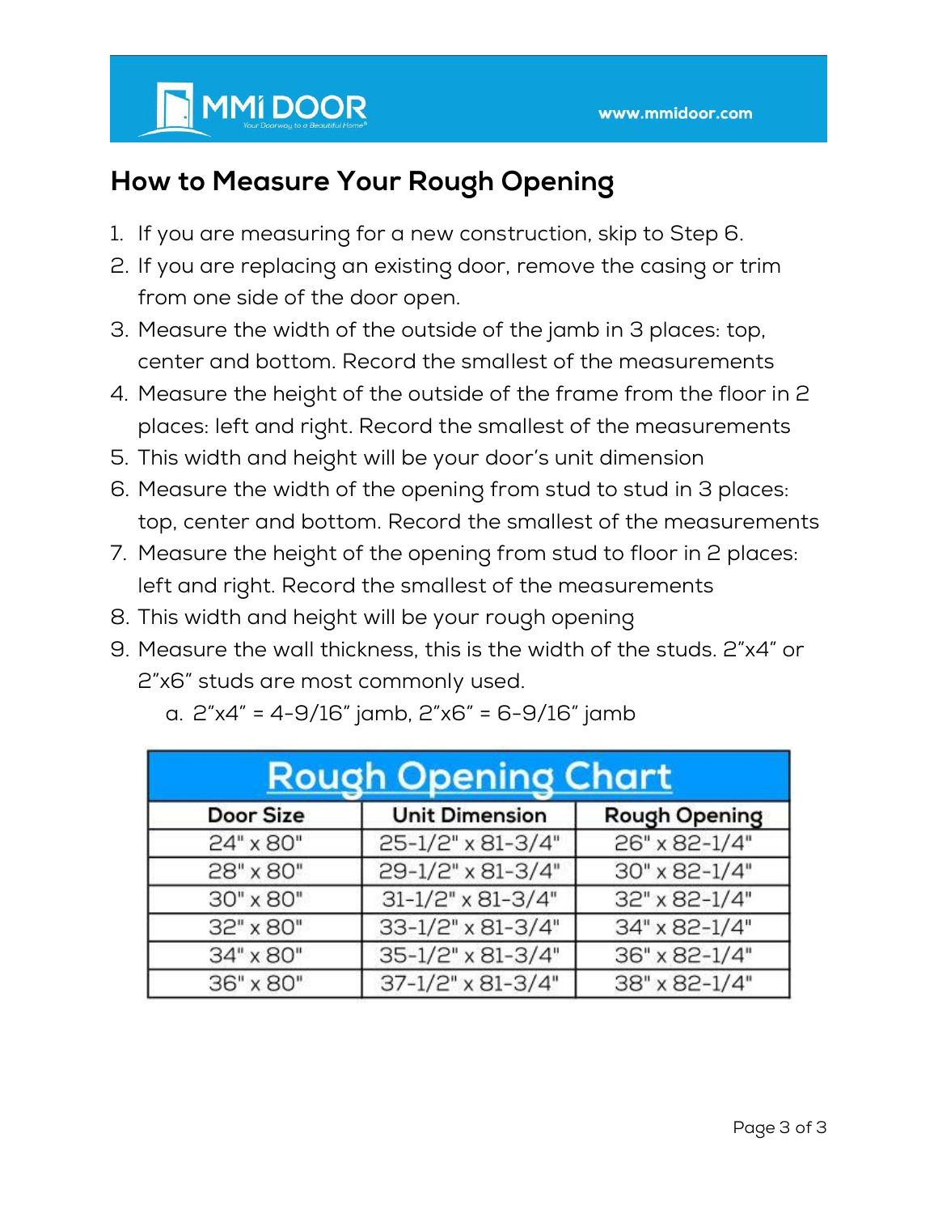MMi DOOR

Your Doorway to a Beautiful Home®

www.mmidoor.com

## How to Measure Your Rough Opening

1. If you are measuring for a new construction, skip to Step 6.
2. If you are replacing an existing door, remove the casing or trim from one side of the door open.
3. Measure the width of the outside of the jamb in 3 places: top, center and bottom. Record the smallest of the measurements
4. Measure the height of the outside of the frame from the floor in 2 places: left and right. Record the smallest of the measurements
5. This width and height will be your door's unit dimension
6. Measure the width of the opening from stud to stud in 3 places: top, center and bottom. Record the smallest of the measurements
7. Measure the height of the opening from stud to floor in 2 places: left and right. Record the smallest of the measurements
8. This width and height will be your rough opening
9. Measure the wall thickness, this is the width of the studs. 2"x4" or 2"x6" studs are most commonly used.
   a. 2"x4" = 4-9/16" jamb, 2"x6" = 6-9/16" jamb

**Rough Opening Chart**

| Door Size | Unit Dimension | Rough Opening |
|---|---|---|
| 24" x 80" | 25-1/2" x 81-3/4" | 26" x 82-1/4" |
| 28" x 80" | 29-1/2" x 81-3/4" | 30" x 82-1/4" |
| 30" x 80" | 31-1/2" x 81-3/4" | 32" x 82-1/4" |
| 32" x 80" | 33-1/2" x 81-3/4" | 34" x 82-1/4" |
| 34" x 80" | 35-1/2" x 81-3/4" | 36" x 82-1/4" |
| 36" x 80" | 37-1/2" x 81-3/4" | 38" x 82-1/4" |